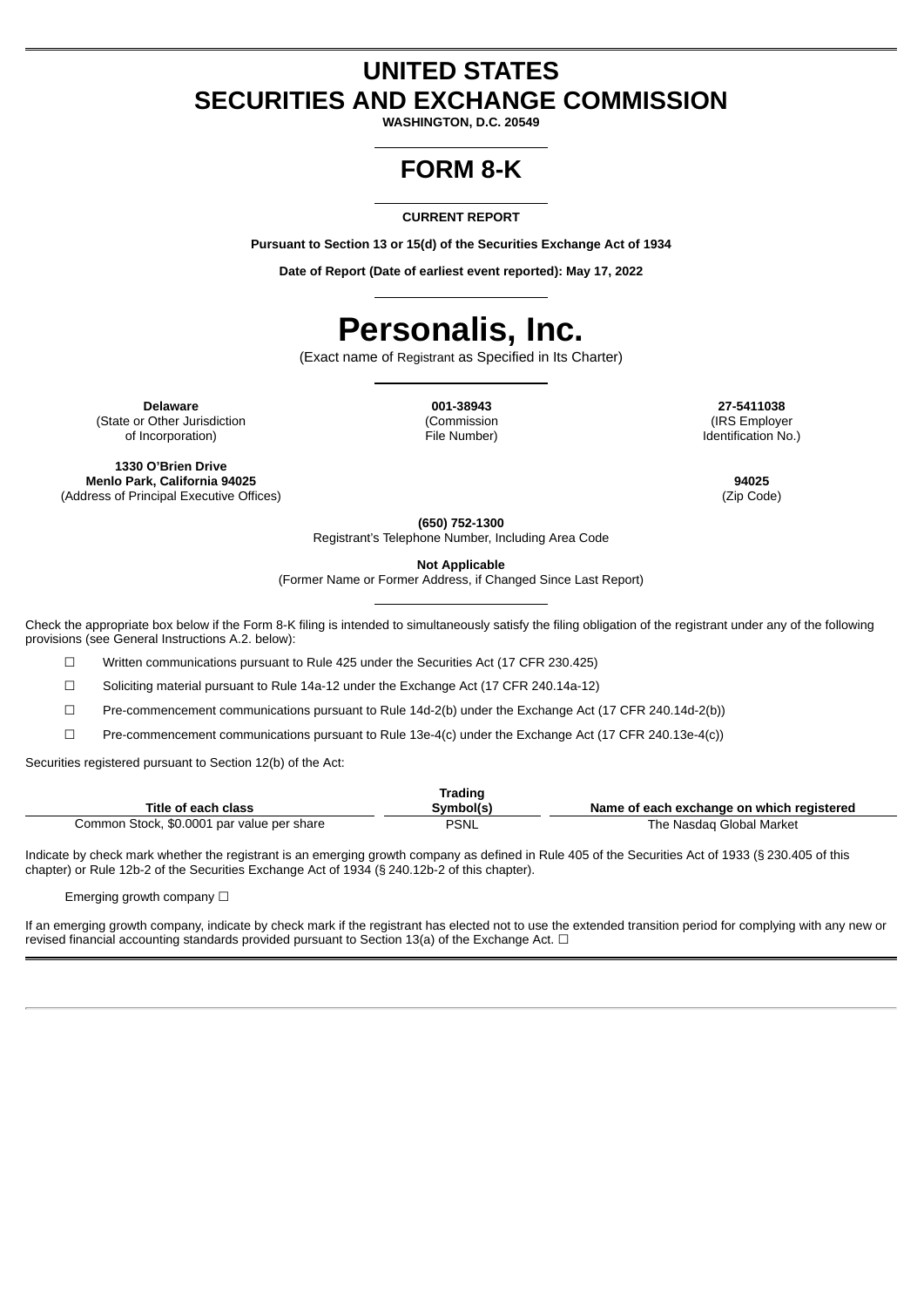# UNITED STATES
# SECURITIES AND EXCHANGE COMMISSION

**WASHINGTON, D.C. 20549**

# FORM 8-K

**CURRENT REPORT**

**Pursuant to Section 13 or 15(d) of the Securities Exchange Act of 1934**

**Date of Report (Date of earliest event reported): May 17, 2022**

# Personalis, Inc.

(Exact name of Registrant as Specified in Its Charter)

| **Delaware** | **001-38943** | **27-5411038** |
|---|---|---|
| (State or Other Jurisdiction of Incorporation) | (Commission File Number) | (IRS Employer Identification No.) |

| **1330 O'Brien Drive Menlo Park, California 94025** | **94025** |
|---|---|
| (Address of Principal Executive Offices) | (Zip Code) |

**(650) 752-1300**
Registrant's Telephone Number, Including Area Code

**Not Applicable**
(Former Name or Former Address, if Changed Since Last Report)

Check the appropriate box below if the Form 8-K filing is intended to simultaneously satisfy the filing obligation of the registrant under any of the following provisions (see General Instructions A.2. below):

☐ Written communications pursuant to Rule 425 under the Securities Act (17 CFR 230.425)

☐ Soliciting material pursuant to Rule 14a-12 under the Exchange Act (17 CFR 240.14a-12)

☐ Pre-commencement communications pursuant to Rule 14d-2(b) under the Exchange Act (17 CFR 240.14d-2(b))

☐ Pre-commencement communications pursuant to Rule 13e-4(c) under the Exchange Act (17 CFR 240.13e-4(c))

Securities registered pursuant to Section 12(b) of the Act:

| Title of each class | Trading Symbol(s) | Name of each exchange on which registered |
|---|---|---|
| Common Stock, $0.0001 par value per share | PSNL | The Nasdaq Global Market |

Indicate by check mark whether the registrant is an emerging growth company as defined in Rule 405 of the Securities Act of 1933 (§ 230.405 of this chapter) or Rule 12b-2 of the Securities Exchange Act of 1934 (§ 240.12b-2 of this chapter).

Emerging growth company ☐

If an emerging growth company, indicate by check mark if the registrant has elected not to use the extended transition period for complying with any new or revised financial accounting standards provided pursuant to Section 13(a) of the Exchange Act. ☐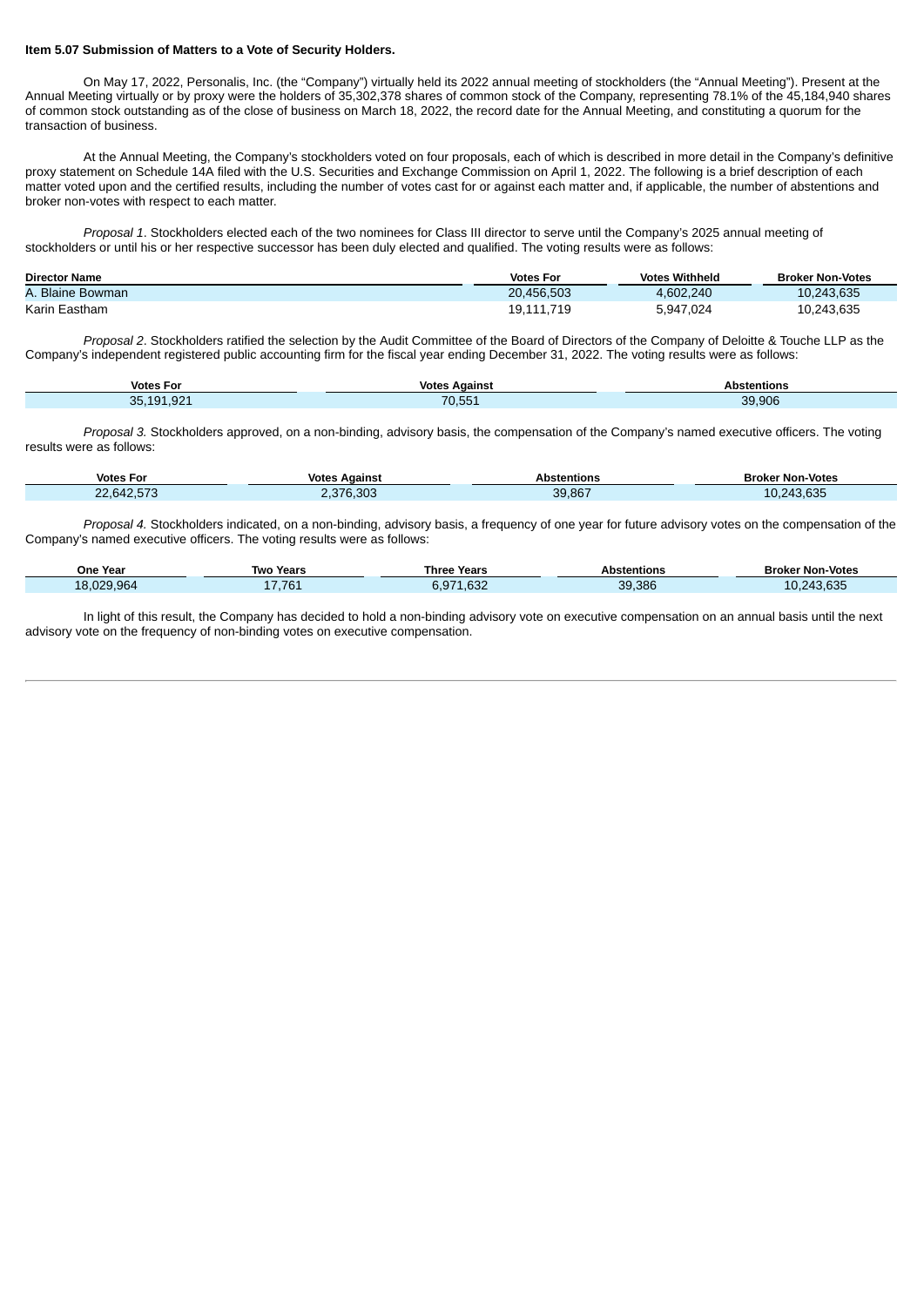**Item 5.07 Submission of Matters to a Vote of Security Holders.**

On May 17, 2022, Personalis, Inc. (the "Company") virtually held its 2022 annual meeting of stockholders (the "Annual Meeting"). Present at the Annual Meeting virtually or by proxy were the holders of 35,302,378 shares of common stock of the Company, representing 78.1% of the 45,184,940 shares of common stock outstanding as of the close of business on March 18, 2022, the record date for the Annual Meeting, and constituting a quorum for the transaction of business.

At the Annual Meeting, the Company's stockholders voted on four proposals, each of which is described in more detail in the Company's definitive proxy statement on Schedule 14A filed with the U.S. Securities and Exchange Commission on April 1, 2022. The following is a brief description of each matter voted upon and the certified results, including the number of votes cast for or against each matter and, if applicable, the number of abstentions and broker non-votes with respect to each matter.

*Proposal 1*. Stockholders elected each of the two nominees for Class III director to serve until the Company's 2025 annual meeting of stockholders or until his or her respective successor has been duly elected and qualified. The voting results were as follows:

| Director Name | Votes For | Votes Withheld | Broker Non-Votes |
|---|---|---|---|
| A. Blaine Bowman | 20,456,503 | 4,602,240 | 10,243,635 |
| Karin Eastham | 19,111,719 | 5,947,024 | 10,243,635 |

*Proposal 2*. Stockholders ratified the selection by the Audit Committee of the Board of Directors of the Company of Deloitte & Touche LLP as the Company's independent registered public accounting firm for the fiscal year ending December 31, 2022. The voting results were as follows:

| Votes For | Votes Against | Abstentions |
|---|---|---|
| 35,191,921 | 70,551 | 39,906 |

*Proposal 3.* Stockholders approved, on a non-binding, advisory basis, the compensation of the Company's named executive officers. The voting results were as follows:

| Votes For | Votes Against | Abstentions | Broker Non-Votes |
|---|---|---|---|
| 22,642,573 | 2,376,303 | 39,867 | 10,243,635 |

*Proposal 4.* Stockholders indicated, on a non-binding, advisory basis, a frequency of one year for future advisory votes on the compensation of the Company's named executive officers. The voting results were as follows:

| One Year | Two Years | Three Years | Abstentions | Broker Non-Votes |
|---|---|---|---|---|
| 18,029,964 | 17,761 | 6,971,632 | 39,386 | 10,243,635 |

In light of this result, the Company has decided to hold a non-binding advisory vote on executive compensation on an annual basis until the next advisory vote on the frequency of non-binding votes on executive compensation.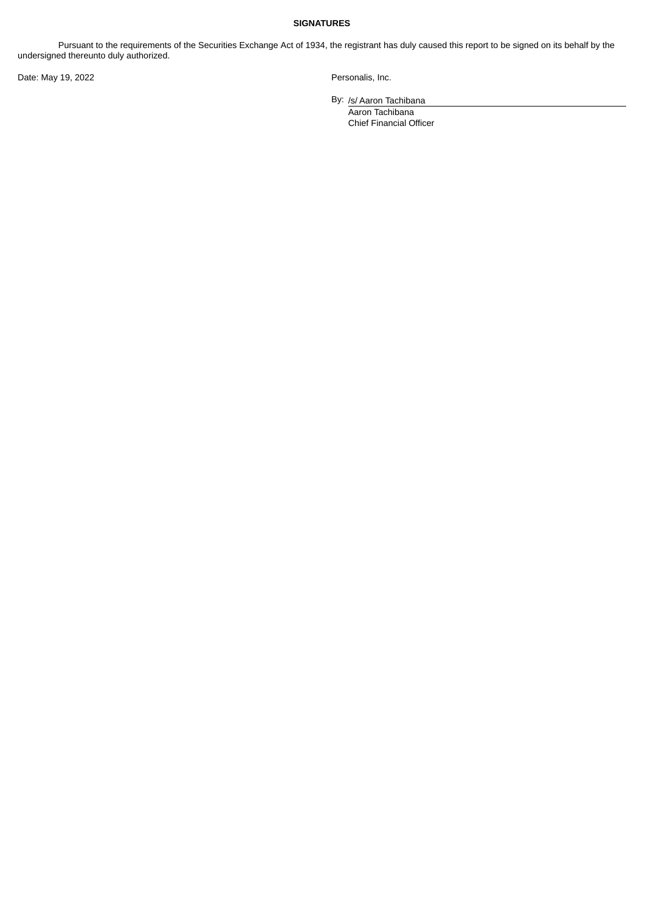**SIGNATURES**

Pursuant to the requirements of the Securities Exchange Act of 1934, the registrant has duly caused this report to be signed on its behalf by the undersigned thereunto duly authorized.

Date: May 19, 2022

Personalis, Inc.

By: /s/ Aaron Tachibana
Aaron Tachibana
Chief Financial Officer